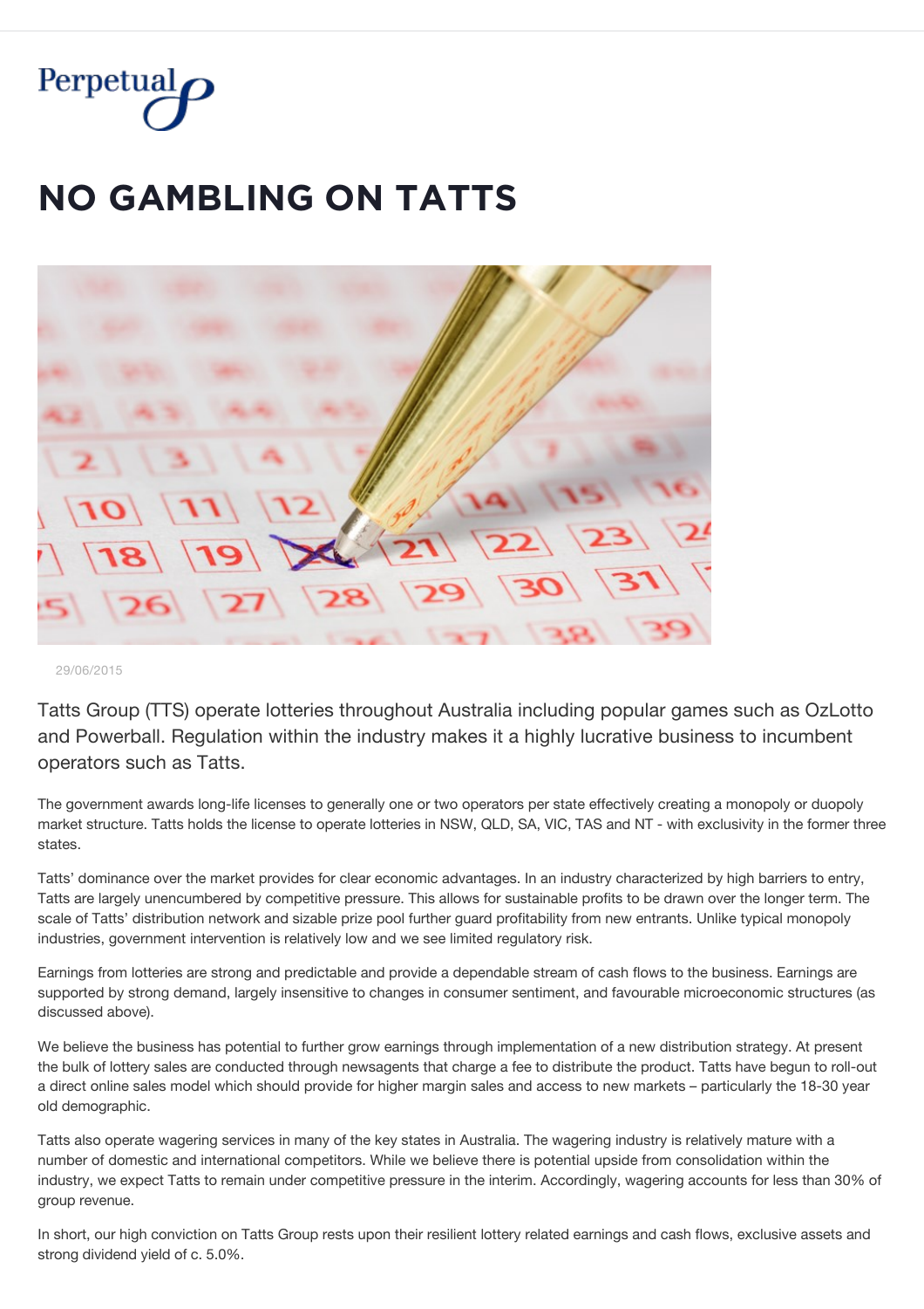Perpetual

# NO GAMBLING ON TATTS

29/06/2015

Tatts Group (TTS) operate lotteries throughout Australia including popular games such as OzLotto and Powerball. Regulation within the industry makes it a highly lucrative business to incumbent operators such as Tatts.

The government awards long-life licenses to generally one or two operators per state effectively creating a monopoly or duopoly market structure. Tatts holds the license to operate lotteries in NSW, QLD, SA, VIC, TAS and NT - with exclusivity in the former three states.

Tatts' dominance over the market provides for clear economic advantages. In an industry characterized by high barriers to entry, Tatts are largely unencumbered by competitive pressure. This allows for sustainable profits to be drawn over the longer term. The scale of Tatts' distribution network and sizable prize pool further guard profitability from new entrants. Unlike typical monopoly industries, government intervention is relatively low and we see limited regulatory risk.

Earnings from lotteries are strong and predictable and provide a dependable stream of cash flows to the business. Earnings are supported by strong demand, largely insensitive to changes in consumer sentiment, and favourable microeconomic structures (as discussed above).

We believe the business has potential to further grow earnings through implementation of a new distribution strategy. At present the bulk of lottery sales are conducted through newsagents that charge a fee to distribute the product. Tatts have begun to roll-out a direct online sales model which should provide for higher margin sales and access to new markets – particularly the 18-30 year old demographic.

Tatts also operate wagering services in many of the key states in Australia. The wagering industry is relatively mature with a number of domestic and international competitors. While we believe there is potential upside from consolidation within the industry, we expect Tatts to remain under competitive pressure in the interim. Accordingly, wagering accounts for less than 30% of group revenue.

In short, our high conviction on Tatts Group rests upon their resilient lottery related earnings and cash flows, exclusive assets and strong dividend yield of c. 5.0%.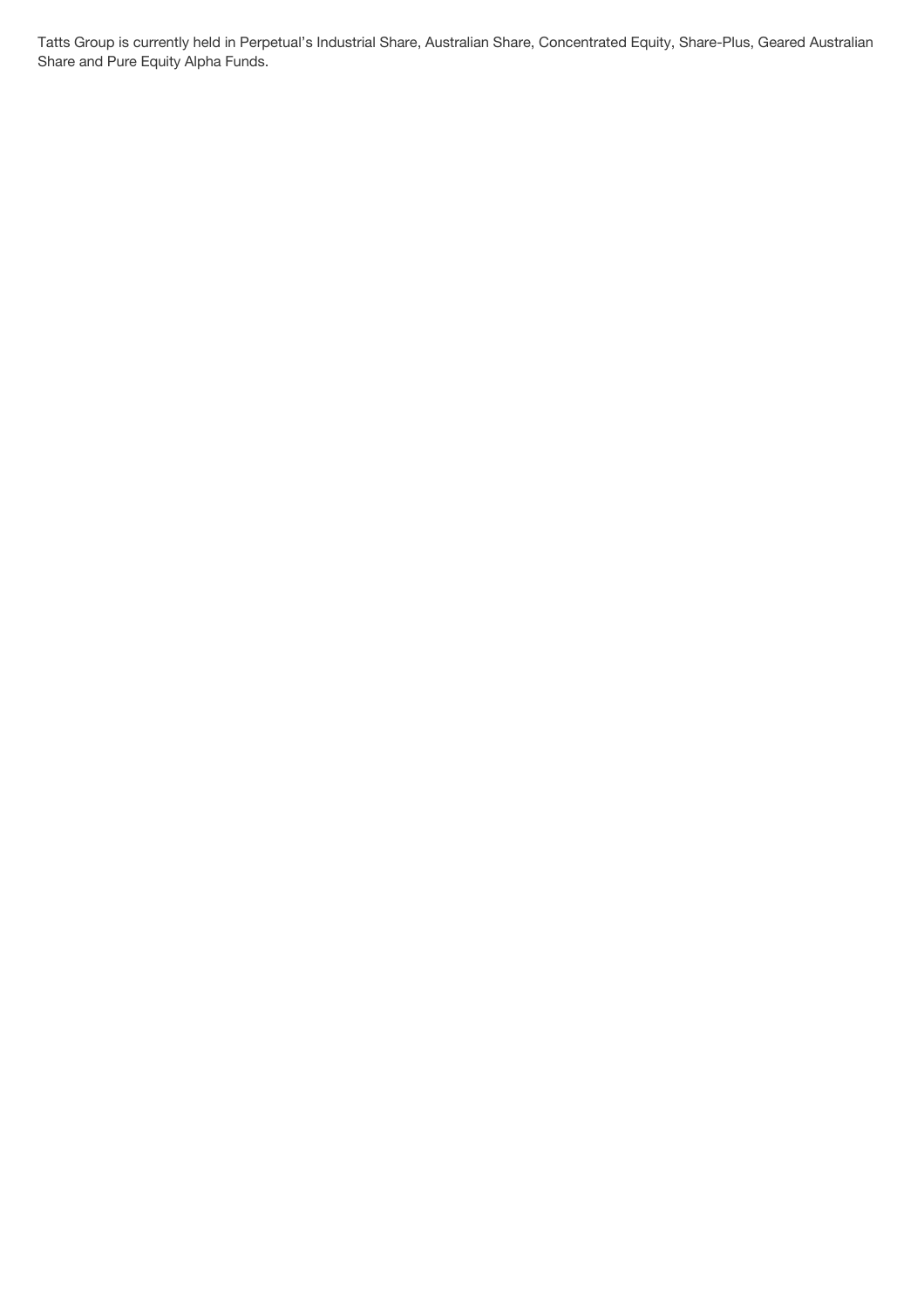Tatts Group is currently held in Perpetual's Industrial Share, Australian Share, Concentrated Equity, Share-Plus, Geared Australian Share and Pure Equity Alpha Funds.